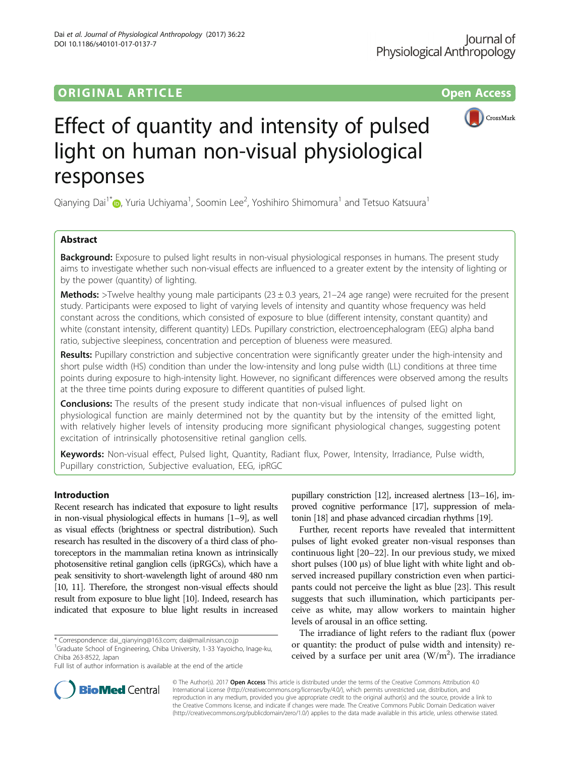ORIGINAL ARTICLE

Open Access

# Effect of quantity and intensity of pulsed light on human non-visual physiological responses

Qianying Dai[1*], Yuria Uchiyama[1], Soomin Lee[2], Yoshihiro Shimomura[1] and Tetsuo Katsuura[1]

## Abstract

**Background:** Exposure to pulsed light results in non-visual physiological responses in humans. The present study aims to investigate whether such non-visual effects are influenced to a greater extent by the intensity of lighting or by the power (quantity) of lighting.

**Methods:** >Twelve healthy young male participants (23 ± 0.3 years, 21–24 age range) were recruited for the present study. Participants were exposed to light of varying levels of intensity and quantity whose frequency was held constant across the conditions, which consisted of exposure to blue (different intensity, constant quantity) and white (constant intensity, different quantity) LEDs. Pupillary constriction, electroencephalogram (EEG) alpha band ratio, subjective sleepiness, concentration and perception of blueness were measured.

**Results:** Pupillary constriction and subjective concentration were significantly greater under the high-intensity and short pulse width (HS) condition than under the low-intensity and long pulse width (LL) conditions at three time points during exposure to high-intensity light. However, no significant differences were observed among the results at the three time points during exposure to different quantities of pulsed light.

**Conclusions:** The results of the present study indicate that non-visual influences of pulsed light on physiological function are mainly determined not by the quantity but by the intensity of the emitted light, with relatively higher levels of intensity producing more significant physiological changes, suggesting potent excitation of intrinsically photosensitive retinal ganglion cells.

**Keywords:** Non-visual effect, Pulsed light, Quantity, Radiant flux, Power, Intensity, Irradiance, Pulse width, Pupillary constriction, Subjective evaluation, EEG, ipRGC

## Introduction

Recent research has indicated that exposure to light results in non-visual physiological effects in humans [1–9], as well as visual effects (brightness or spectral distribution). Such research has resulted in the discovery of a third class of photoreceptors in the mammalian retina known as intrinsically photosensitive retinal ganglion cells (ipRGCs), which have a peak sensitivity to short-wavelength light of around 480 nm [10, 11]. Therefore, the strongest non-visual effects should result from exposure to blue light [10]. Indeed, research has indicated that exposure to blue light results in increased pupillary constriction [12], increased alertness [13–16], improved cognitive performance [17], suppression of melatonin [18] and phase advanced circadian rhythms [19].

Further, recent reports have revealed that intermittent pulses of light evoked greater non-visual responses than continuous light [20–22]. In our previous study, we mixed short pulses (100 μs) of blue light with white light and observed increased pupillary constriction even when participants could not perceive the light as blue [23]. This result suggests that such illumination, which participants perceive as white, may allow workers to maintain higher levels of arousal in an office setting.

The irradiance of light refers to the radiant flux (power or quantity: the product of pulse width and intensity) received by a surface per unit area ($W/m^2$). The irradiance

\* Correspondence: dai_qianying@163.com; dai@mail.nissan.co.jp
[1]Graduate School of Engineering, Chiba University, 1-33 Yayoicho, Inage-ku, Chiba 263-8522, Japan
Full list of author information is available at the end of the article

© The Author(s). 2017 **Open Access** This article is distributed under the terms of the Creative Commons Attribution 4.0 International License (http://creativecommons.org/licenses/by/4.0/), which permits unrestricted use, distribution, and reproduction in any medium, provided you give appropriate credit to the original author(s) and the source, provide a link to the Creative Commons license, and indicate if changes were made. The Creative Commons Public Domain Dedication waiver (http://creativecommons.org/publicdomain/zero/1.0/) applies to the data made available in this article, unless otherwise stated.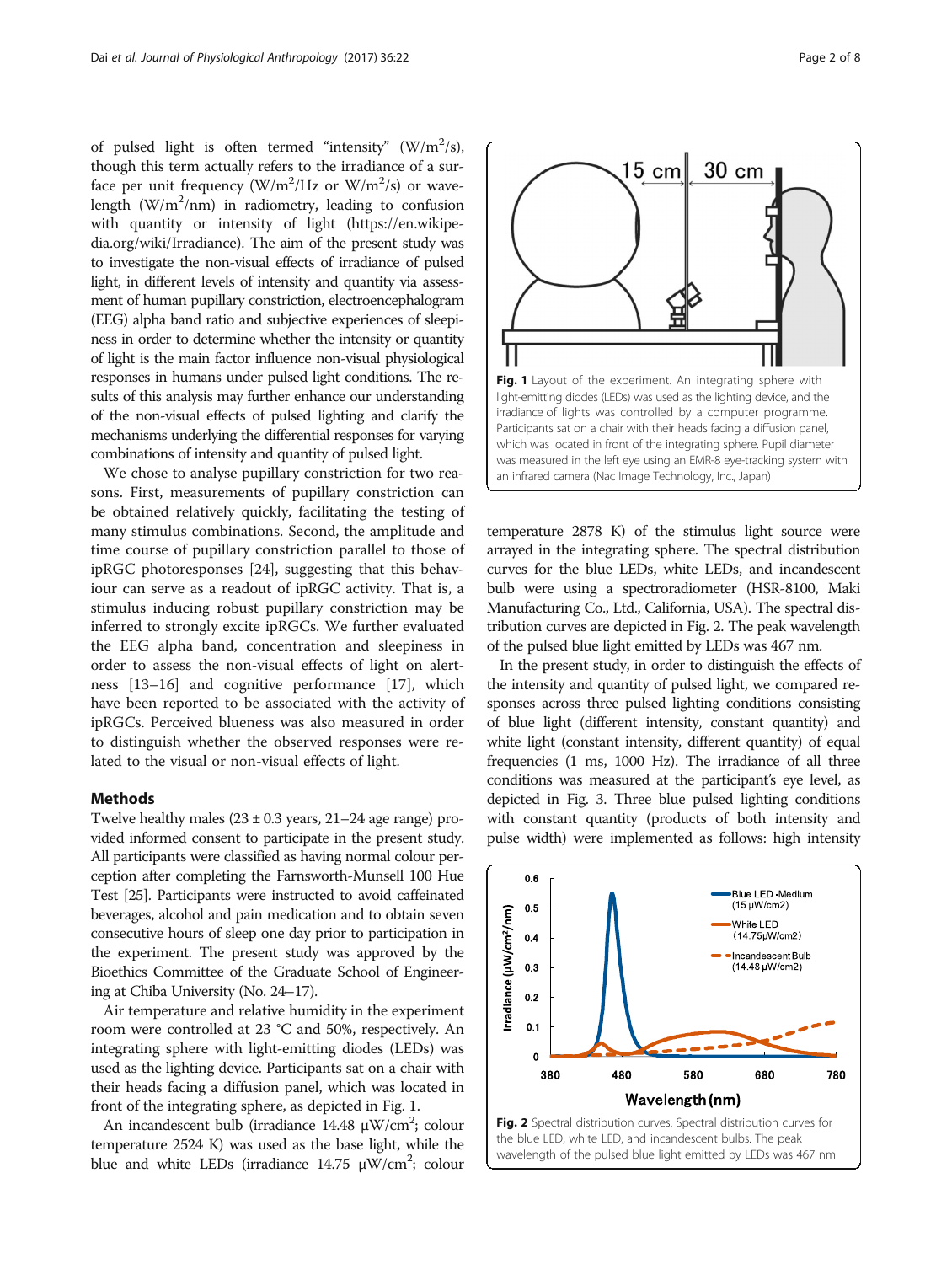of pulsed light is often termed "intensity" ($W/m^2/s$), though this term actually refers to the irradiance of a surface per unit frequency ($W/m^2/Hz$ or $W/m^2/s$) or wavelength ($W/m^2/nm$) in radiometry, leading to confusion with quantity or intensity of light (https://en.wikipedia.org/wiki/Irradiance). The aim of the present study was to investigate the non-visual effects of irradiance of pulsed light, in different levels of intensity and quantity via assessment of human pupillary constriction, electroencephalogram (EEG) alpha band ratio and subjective experiences of sleepiness in order to determine whether the intensity or quantity of light is the main factor influence non-visual physiological responses in humans under pulsed light conditions. The results of this analysis may further enhance our understanding of the non-visual effects of pulsed lighting and clarify the mechanisms underlying the differential responses for varying combinations of intensity and quantity of pulsed light.

We chose to analyse pupillary constriction for two reasons. First, measurements of pupillary constriction can be obtained relatively quickly, facilitating the testing of many stimulus combinations. Second, the amplitude and time course of pupillary constriction parallel to those of ipRGC photoresponses [24], suggesting that this behaviour can serve as a readout of ipRGC activity. That is, a stimulus inducing robust pupillary constriction may be inferred to strongly excite ipRGCs. We further evaluated the EEG alpha band, concentration and sleepiness in order to assess the non-visual effects of light on alertness [13–16] and cognitive performance [17], which have been reported to be associated with the activity of ipRGCs. Perceived blueness was also measured in order to distinguish whether the observed responses were related to the visual or non-visual effects of light.

## Methods

Twelve healthy males (23 ± 0.3 years, 21–24 age range) provided informed consent to participate in the present study. All participants were classified as having normal colour perception after completing the Farnsworth-Munsell 100 Hue Test [25]. Participants were instructed to avoid caffeinated beverages, alcohol and pain medication and to obtain seven consecutive hours of sleep one day prior to participation in the experiment. The present study was approved by the Bioethics Committee of the Graduate School of Engineering at Chiba University (No. 24–17).

Air temperature and relative humidity in the experiment room were controlled at 23 °C and 50%, respectively. An integrating sphere with light-emitting diodes (LEDs) was used as the lighting device. Participants sat on a chair with their heads facing a diffusion panel, which was located in front of the integrating sphere, as depicted in Fig. 1.

An incandescent bulb (irradiance 14.48 $\mu W/cm^2$; colour temperature 2524 K) was used as the base light, while the blue and white LEDs (irradiance 14.75 $\mu W/cm^2$; colour temperature 2878 K) of the stimulus light source were arrayed in the integrating sphere. The spectral distribution curves for the blue LEDs, white LEDs, and incandescent bulb were using a spectroradiometer (HSR-8100, Maki Manufacturing Co., Ltd., California, USA). The spectral distribution curves are depicted in Fig. 2. The peak wavelength of the pulsed blue light emitted by LEDs was 467 nm.

**Fig. 1** Layout of the experiment. An integrating sphere with light-emitting diodes (LEDs) was used as the lighting device, and the irradiance of lights was controlled by a computer programme. Participants sat on a chair with their heads facing a diffusion panel, which was located in front of the integrating sphere. Pupil diameter was measured in the left eye using an EMR-8 eye-tracking system with an infrared camera (Nac Image Technology, Inc., Japan)

In the present study, in order to distinguish the effects of the intensity and quantity of pulsed light, we compared responses across three pulsed lighting conditions consisting of blue light (different intensity, constant quantity) and white light (constant intensity, different quantity) of equal frequencies (1 ms, 1000 Hz). The irradiance of all three conditions was measured at the participant's eye level, as depicted in Fig. 3. Three blue pulsed lighting conditions with constant quantity (products of both intensity and pulse width) were implemented as follows: high intensity

**Fig. 2** Spectral distribution curves. Spectral distribution curves for the blue LED, white LED, and incandescent bulbs. The peak wavelength of the pulsed blue light emitted by LEDs was 467 nm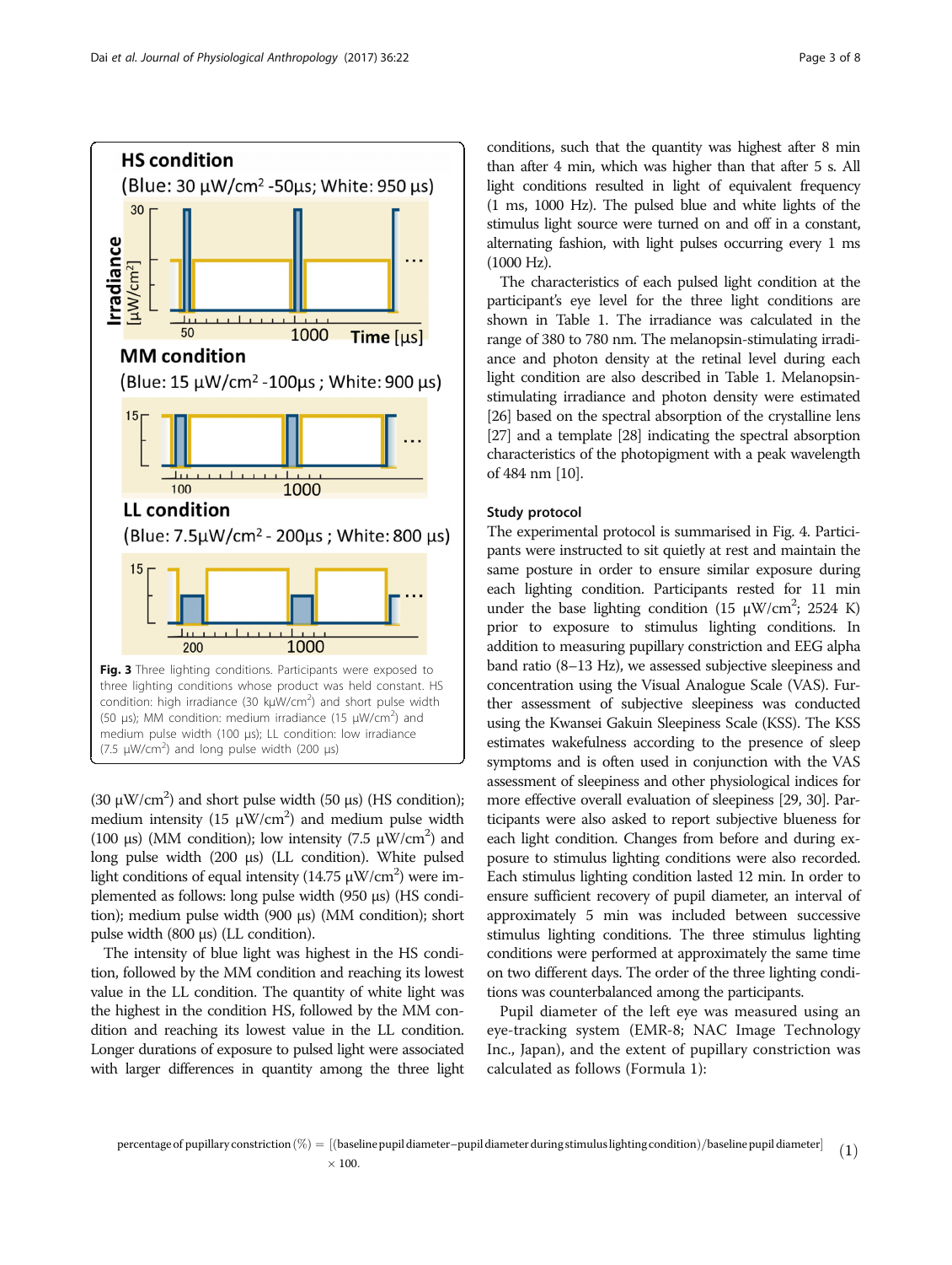Fig. 3 Three lighting conditions. Participants were exposed to three lighting conditions whose product was held constant. HS condition: high irradiance (30 kμW/cm[2]) and short pulse width (50 μs); MM condition: medium irradiance (15 μW/cm[2]) and medium pulse width (100 μs); LL condition: low irradiance (7.5 μW/cm[2]) and long pulse width (200 μs)

(30 μW/cm[2]) and short pulse width (50 μs) (HS condition); medium intensity (15 μW/cm[2]) and medium pulse width (100 μs) (MM condition); low intensity (7.5 μW/cm[2]) and long pulse width (200 μs) (LL condition). White pulsed light conditions of equal intensity (14.75 μW/cm[2]) were implemented as follows: long pulse width (950 μs) (HS condition); medium pulse width (900 μs) (MM condition); short pulse width (800 μs) (LL condition).

The intensity of blue light was highest in the HS condition, followed by the MM condition and reaching its lowest value in the LL condition. The quantity of white light was the highest in the condition HS, followed by the MM condition and reaching its lowest value in the LL condition. Longer durations of exposure to pulsed light were associated with larger differences in quantity among the three light conditions, such that the quantity was highest after 8 min than after 4 min, which was higher than that after 5 s. All light conditions resulted in light of equivalent frequency (1 ms, 1000 Hz). The pulsed blue and white lights of the stimulus light source were turned on and off in a constant, alternating fashion, with light pulses occurring every 1 ms (1000 Hz).

The characteristics of each pulsed light condition at the participant's eye level for the three light conditions are shown in Table 1. The irradiance was calculated in the range of 380 to 780 nm. The melanopsin-stimulating irradiance and photon density at the retinal level during each light condition are also described in Table 1. Melanopsin-stimulating irradiance and photon density were estimated [26] based on the spectral absorption of the crystalline lens [27] and a template [28] indicating the spectral absorption characteristics of the photopigment with a peak wavelength of 484 nm [10].

### Study protocol

The experimental protocol is summarised in Fig. 4. Participants were instructed to sit quietly at rest and maintain the same posture in order to ensure similar exposure during each lighting condition. Participants rested for 11 min under the base lighting condition (15 μW/cm[2]; 2524 K) prior to exposure to stimulus lighting conditions. In addition to measuring pupillary constriction and EEG alpha band ratio (8–13 Hz), we assessed subjective sleepiness and concentration using the Visual Analogue Scale (VAS). Further assessment of subjective sleepiness was conducted using the Kwansei Gakuin Sleepiness Scale (KSS). The KSS estimates wakefulness according to the presence of sleep symptoms and is often used in conjunction with the VAS assessment of sleepiness and other physiological indices for more effective overall evaluation of sleepiness [29, 30]. Participants were also asked to report subjective blueness for each light condition. Changes from before and during exposure to stimulus lighting conditions were also recorded. Each stimulus lighting condition lasted 12 min. In order to ensure sufficient recovery of pupil diameter, an interval of approximately 5 min was included between successive stimulus lighting conditions. The three stimulus lighting conditions were performed at approximately the same time on two different days. The order of the three lighting conditions was counterbalanced among the participants.

Pupil diameter of the left eye was measured using an eye-tracking system (EMR-8; NAC Image Technology Inc., Japan), and the extent of pupillary constriction was calculated as follows (Formula 1):

$$\text{percentage of pupillary constriction}\ (\%) = [(\text{baseline pupil diameter} - \text{pupil diameter during stimulus lighting condition})/\text{baseline pupil diameter}] \times 100. \quad (1)$$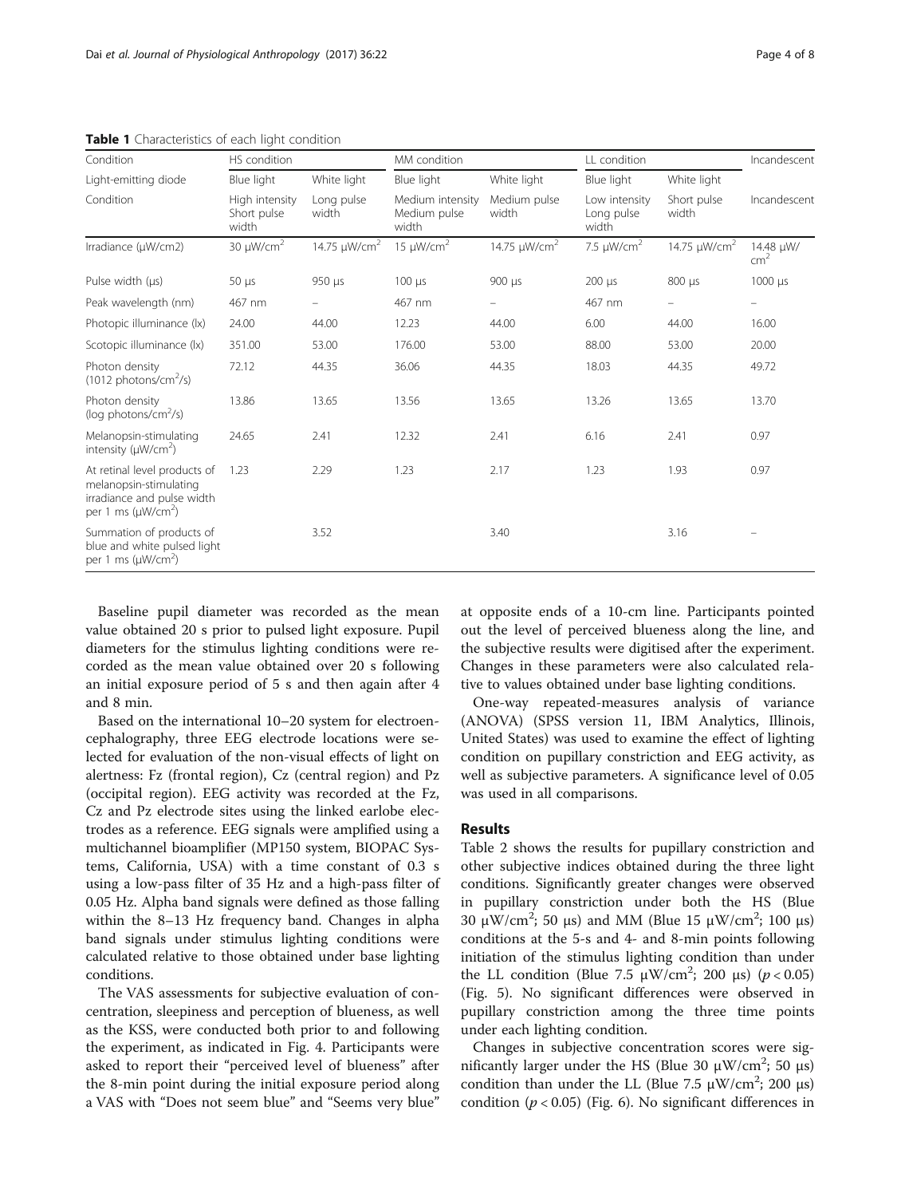**Table 1** Characteristics of each light condition

| Condition | HS condition | | MM condition | | LL condition | | Incandescent |
|---|---|---|---|---|---|---|---|
| Light-emitting diode | Blue light | White light | Blue light | White light | Blue light | White light | |
| Condition | High intensity Short pulse width | Long pulse width | Medium intensity Medium pulse width | Medium pulse width | Low intensity Long pulse width | Short pulse width | Incandescent |
| Irradiance (μW/cm2) | 30 μW/cm$^2$ | 14.75 μW/cm$^2$ | 15 μW/cm$^2$ | 14.75 μW/cm$^2$ | 7.5 μW/cm$^2$ | 14.75 μW/cm$^2$ | 14.48 μW/cm$^2$ |
| Pulse width (μs) | 50 μs | 950 μs | 100 μs | 900 μs | 200 μs | 800 μs | 1000 μs |
| Peak wavelength (nm) | 467 nm | – | 467 nm | – | 467 nm | – | – |
| Photopic illuminance (lx) | 24.00 | 44.00 | 12.23 | 44.00 | 6.00 | 44.00 | 16.00 |
| Scotopic illuminance (lx) | 351.00 | 53.00 | 176.00 | 53.00 | 88.00 | 53.00 | 20.00 |
| Photon density (1012 photons/cm$^2$/s) | 72.12 | 44.35 | 36.06 | 44.35 | 18.03 | 44.35 | 49.72 |
| Photon density (log photons/cm$^2$/s) | 13.86 | 13.65 | 13.56 | 13.65 | 13.26 | 13.65 | 13.70 |
| Melanopsin-stimulating intensity (μW/cm$^2$) | 24.65 | 2.41 | 12.32 | 2.41 | 6.16 | 2.41 | 0.97 |
| At retinal level products of melanopsin-stimulating irradiance and pulse width per 1 ms (μW/cm$^2$) | 1.23 | 2.29 | 1.23 | 2.17 | 1.23 | 1.93 | 0.97 |
| Summation of products of blue and white pulsed light per 1 ms (μW/cm$^2$) | | 3.52 | | 3.40 | | 3.16 | – |

Baseline pupil diameter was recorded as the mean value obtained 20 s prior to pulsed light exposure. Pupil diameters for the stimulus lighting conditions were recorded as the mean value obtained over 20 s following an initial exposure period of 5 s and then again after 4 and 8 min.

Based on the international 10–20 system for electroencephalography, three EEG electrode locations were selected for evaluation of the non-visual effects of light on alertness: Fz (frontal region), Cz (central region) and Pz (occipital region). EEG activity was recorded at the Fz, Cz and Pz electrode sites using the linked earlobe electrodes as a reference. EEG signals were amplified using a multichannel bioamplifier (MP150 system, BIOPAC Systems, California, USA) with a time constant of 0.3 s using a low-pass filter of 35 Hz and a high-pass filter of 0.05 Hz. Alpha band signals were defined as those falling within the 8–13 Hz frequency band. Changes in alpha band signals under stimulus lighting conditions were calculated relative to those obtained under base lighting conditions.

The VAS assessments for subjective evaluation of concentration, sleepiness and perception of blueness, as well as the KSS, were conducted both prior to and following the experiment, as indicated in Fig. 4. Participants were asked to report their "perceived level of blueness" after the 8-min point during the initial exposure period along a VAS with "Does not seem blue" and "Seems very blue" at opposite ends of a 10-cm line. Participants pointed out the level of perceived blueness along the line, and the subjective results were digitised after the experiment. Changes in these parameters were also calculated relative to values obtained under base lighting conditions.

One-way repeated-measures analysis of variance (ANOVA) (SPSS version 11, IBM Analytics, Illinois, United States) was used to examine the effect of lighting condition on pupillary constriction and EEG activity, as well as subjective parameters. A significance level of 0.05 was used in all comparisons.

## Results

Table 2 shows the results for pupillary constriction and other subjective indices obtained during the three light conditions. Significantly greater changes were observed in pupillary constriction under both the HS (Blue 30 μW/cm$^2$; 50 μs) and MM (Blue 15 μW/cm$^2$; 100 μs) conditions at the 5-s and 4- and 8-min points following initiation of the stimulus lighting condition than under the LL condition (Blue 7.5 μW/cm$^2$; 200 μs) ($p < 0.05$) (Fig. 5). No significant differences were observed in pupillary constriction among the three time points under each lighting condition.

Changes in subjective concentration scores were significantly larger under the HS (Blue 30 μW/cm$^2$; 50 μs) condition than under the LL (Blue 7.5 μW/cm$^2$; 200 μs) condition ($p < 0.05$) (Fig. 6). No significant differences in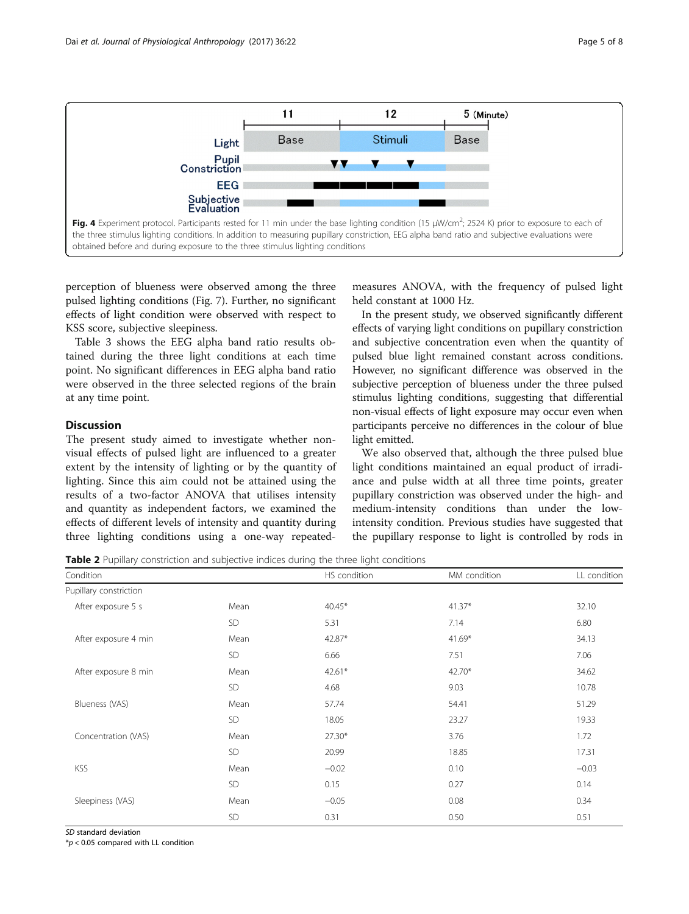Fig. 4 Experiment protocol. Participants rested for 11 min under the base lighting condition (15 μW/cm$^2$; 2524 K) prior to exposure to each of the three stimulus lighting conditions. In addition to measuring pupillary constriction, EEG alpha band ratio and subjective evaluations were obtained before and during exposure to the three stimulus lighting conditions

perception of blueness were observed among the three pulsed lighting conditions (Fig. 7). Further, no significant effects of light condition were observed with respect to KSS score, subjective sleepiness.

Table 3 shows the EEG alpha band ratio results obtained during the three light conditions at each time point. No significant differences in EEG alpha band ratio were observed in the three selected regions of the brain at any time point.

## Discussion

The present study aimed to investigate whether non-visual effects of pulsed light are influenced to a greater extent by the intensity of lighting or by the quantity of lighting. Since this aim could not be attained using the results of a two-factor ANOVA that utilises intensity and quantity as independent factors, we examined the effects of different levels of intensity and quantity during three lighting conditions using a one-way repeated-measures ANOVA, with the frequency of pulsed light held constant at 1000 Hz.

In the present study, we observed significantly different effects of varying light conditions on pupillary constriction and subjective concentration even when the quantity of pulsed blue light remained constant across conditions. However, no significant difference was observed in the subjective perception of blueness under the three pulsed stimulus lighting conditions, suggesting that differential non-visual effects of light exposure may occur even when participants perceive no differences in the colour of blue light emitted.

We also observed that, although the three pulsed blue light conditions maintained an equal product of irradiance and pulse width at all three time points, greater pupillary constriction was observed under the high- and medium-intensity conditions than under the low-intensity condition. Previous studies have suggested that the pupillary response to light is controlled by rods in

**Table 2** Pupillary constriction and subjective indices during the three light conditions

| Condition | | HS condition | MM condition | LL condition |
|---|---|---|---|---|
| Pupillary constriction | | | | |
| After exposure 5 s | Mean | 40.45* | 41.37* | 32.10 |
| | SD | 5.31 | 7.14 | 6.80 |
| After exposure 4 min | Mean | 42.87* | 41.69* | 34.13 |
| | SD | 6.66 | 7.51 | 7.06 |
| After exposure 8 min | Mean | 42.61* | 42.70* | 34.62 |
| | SD | 4.68 | 9.03 | 10.78 |
| Blueness (VAS) | Mean | 57.74 | 54.41 | 51.29 |
| | SD | 18.05 | 23.27 | 19.33 |
| Concentration (VAS) | Mean | 27.30* | 3.76 | 1.72 |
| | SD | 20.99 | 18.85 | 17.31 |
| KSS | Mean | −0.02 | 0.10 | −0.03 |
| | SD | 0.15 | 0.27 | 0.14 |
| Sleepiness (VAS) | Mean | −0.05 | 0.08 | 0.34 |
| | SD | 0.31 | 0.50 | 0.51 |

*SD* standard deviation

*$p < 0.05$ compared with LL condition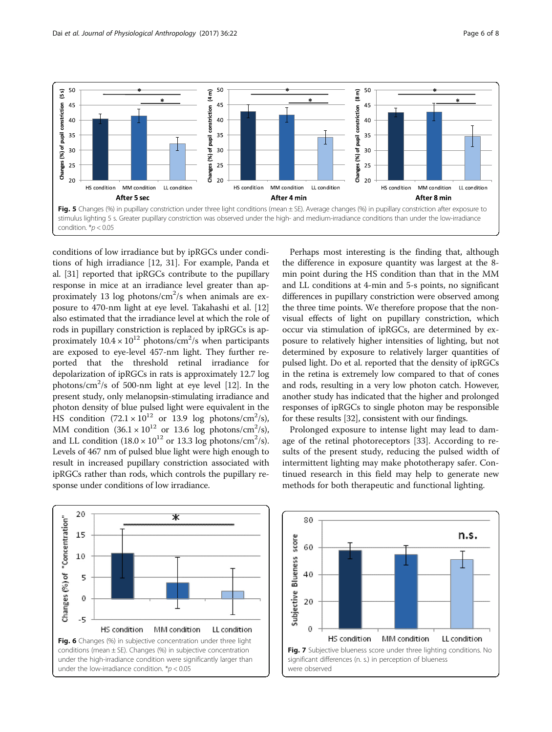Fig. 5 Changes (%) in pupillary constriction under three light conditions (mean ± SE). Average changes (%) in pupillary constriction after exposure to stimulus lighting 5 s. Greater pupillary constriction was observed under the high- and medium-irradiance conditions than under the low-irradiance condition. *$p < 0.05$

conditions of low irradiance but by ipRGCs under conditions of high irradiance [12, 31]. For example, Panda et al. [31] reported that ipRGCs contribute to the pupillary response in mice at an irradiance level greater than approximately 13 log photons/cm$^2$/s when animals are exposure to 470-nm light at eye level. Takahashi et al. [12] also estimated that the irradiance level at which the role of rods in pupillary constriction is replaced by ipRGCs is approximately $10.4 \times 10^{12}$ photons/cm$^2$/s when participants are exposed to eye-level 457-nm light. They further reported that the threshold retinal irradiance for depolarization of ipRGCs in rats is approximately 12.7 log photons/cm$^2$/s of 500-nm light at eye level [12]. In the present study, only melanopsin-stimulating irradiance and photon density of blue pulsed light were equivalent in the HS condition ($72.1 \times 10^{12}$ or 13.9 log photons/cm$^2$/s), MM condition ($36.1 \times 10^{12}$ or 13.6 log photons/cm$^2$/s), and LL condition ($18.0 \times 10^{12}$ or 13.3 log photons/cm$^2$/s). Levels of 467 nm of pulsed blue light were high enough to result in increased pupillary constriction associated with ipRGCs rather than rods, which controls the pupillary response under conditions of low irradiance.

Perhaps most interesting is the finding that, although the difference in exposure quantity was largest at the 8-min point during the HS condition than that in the MM and LL conditions at 4-min and 5-s points, no significant differences in pupillary constriction were observed among the three time points. We therefore propose that the non-visual effects of light on pupillary constriction, which occur via stimulation of ipRGCs, are determined by exposure to relatively higher intensities of lighting, but not determined by exposure to relatively larger quantities of pulsed light. Do et al. reported that the density of ipRGCs in the retina is extremely low compared to that of cones and rods, resulting in a very low photon catch. However, another study has indicated that the higher and prolonged responses of ipRGCs to single photon may be responsible for these results [32], consistent with our findings.

Prolonged exposure to intense light may lead to damage of the retinal photoreceptors [33]. According to results of the present study, reducing the pulsed width of intermittent lighting may make phototherapy safer. Continued research in this field may help to generate new methods for both therapeutic and functional lighting.

Fig. 6 Changes (%) in subjective concentration under three light conditions (mean ± SE). Changes (%) in subjective concentration under the high-irradiance condition were significantly larger than under the low-irradiance condition. *$p < 0.05$

Fig. 7 Subjective blueness score under three lighting conditions. No significant differences (n. s.) in perception of blueness were observed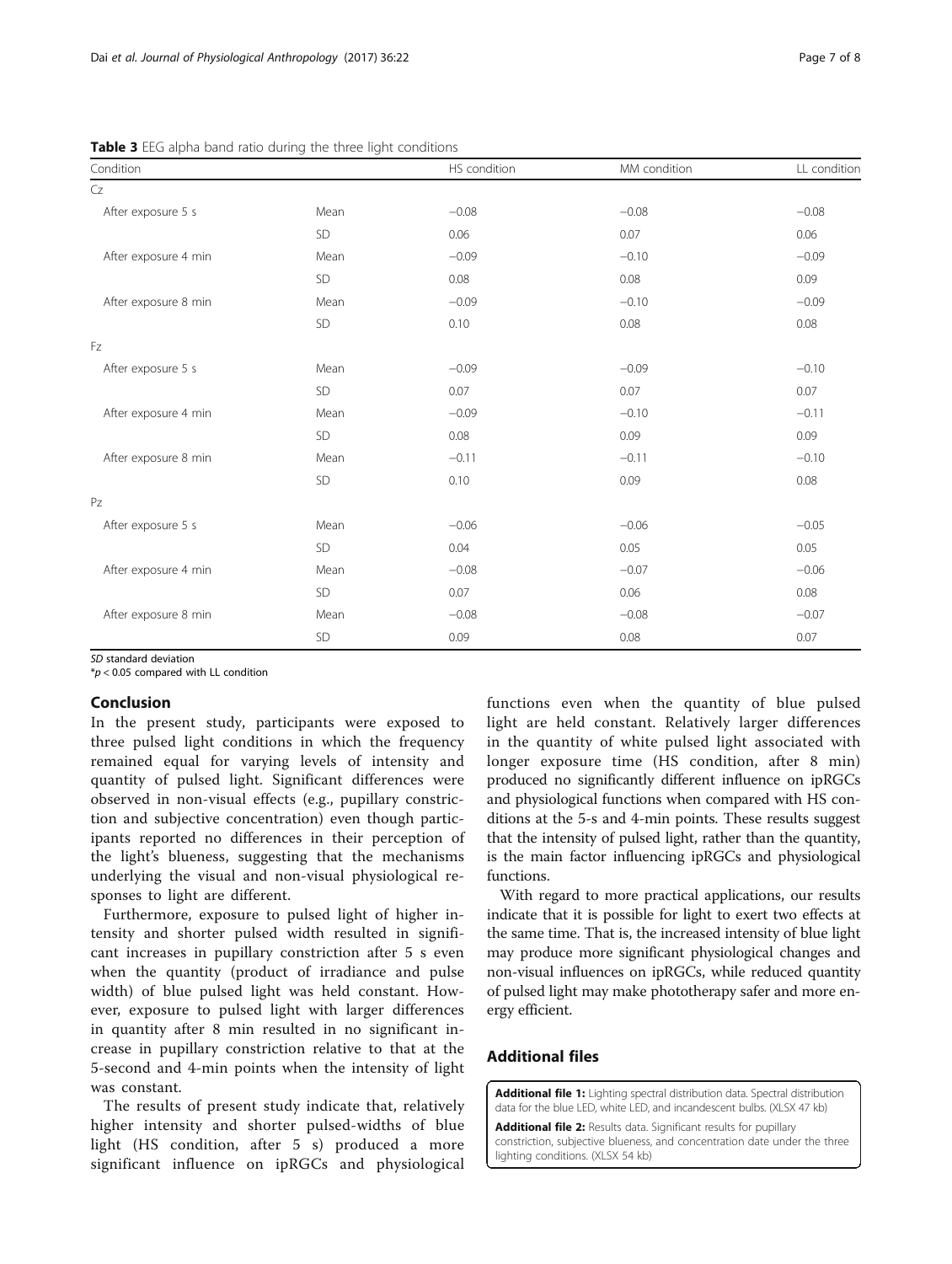**Table 3** EEG alpha band ratio during the three light conditions

| Condition | | HS condition | MM condition | LL condition |
|---|---|---|---|---|
| Cz | | | | |
| After exposure 5 s | Mean | −0.08 | −0.08 | −0.08 |
| | SD | 0.06 | 0.07 | 0.06 |
| After exposure 4 min | Mean | −0.09 | −0.10 | −0.09 |
| | SD | 0.08 | 0.08 | 0.09 |
| After exposure 8 min | Mean | −0.09 | −0.10 | −0.09 |
| | SD | 0.10 | 0.08 | 0.08 |
| Fz | | | | |
| After exposure 5 s | Mean | −0.09 | −0.09 | −0.10 |
| | SD | 0.07 | 0.07 | 0.07 |
| After exposure 4 min | Mean | −0.09 | −0.10 | −0.11 |
| | SD | 0.08 | 0.09 | 0.09 |
| After exposure 8 min | Mean | −0.11 | −0.11 | −0.10 |
| | SD | 0.10 | 0.09 | 0.08 |
| Pz | | | | |
| After exposure 5 s | Mean | −0.06 | −0.06 | −0.05 |
| | SD | 0.04 | 0.05 | 0.05 |
| After exposure 4 min | Mean | −0.08 | −0.07 | −0.06 |
| | SD | 0.07 | 0.06 | 0.08 |
| After exposure 8 min | Mean | −0.08 | −0.08 | −0.07 |
| | SD | 0.09 | 0.08 | 0.07 |

*SD* standard deviation
$^{*}p < 0.05$ compared with LL condition

## Conclusion

In the present study, participants were exposed to three pulsed light conditions in which the frequency remained equal for varying levels of intensity and quantity of pulsed light. Significant differences were observed in non-visual effects (e.g., pupillary constriction and subjective concentration) even though participants reported no differences in their perception of the light's blueness, suggesting that the mechanisms underlying the visual and non-visual physiological responses to light are different.

Furthermore, exposure to pulsed light of higher intensity and shorter pulsed width resulted in significant increases in pupillary constriction after 5 s even when the quantity (product of irradiance and pulse width) of blue pulsed light was held constant. However, exposure to pulsed light with larger differences in quantity after 8 min resulted in no significant increase in pupillary constriction relative to that at the 5-second and 4-min points when the intensity of light was constant.

The results of present study indicate that, relatively higher intensity and shorter pulsed-widths of blue light (HS condition, after 5 s) produced a more significant influence on ipRGCs and physiological functions even when the quantity of blue pulsed light are held constant. Relatively larger differences in the quantity of white pulsed light associated with longer exposure time (HS condition, after 8 min) produced no significantly different influence on ipRGCs and physiological functions when compared with HS conditions at the 5-s and 4-min points. These results suggest that the intensity of pulsed light, rather than the quantity, is the main factor influencing ipRGCs and physiological functions.

With regard to more practical applications, our results indicate that it is possible for light to exert two effects at the same time. That is, the increased intensity of blue light may produce more significant physiological changes and non-visual influences on ipRGCs, while reduced quantity of pulsed light may make phototherapy safer and more energy efficient.

## Additional files

**Additional file 1:** Lighting spectral distribution data. Spectral distribution data for the blue LED, white LED, and incandescent bulbs. (XLSX 47 kb)

**Additional file 2:** Results data. Significant results for pupillary constriction, subjective blueness, and concentration date under the three lighting conditions. (XLSX 54 kb)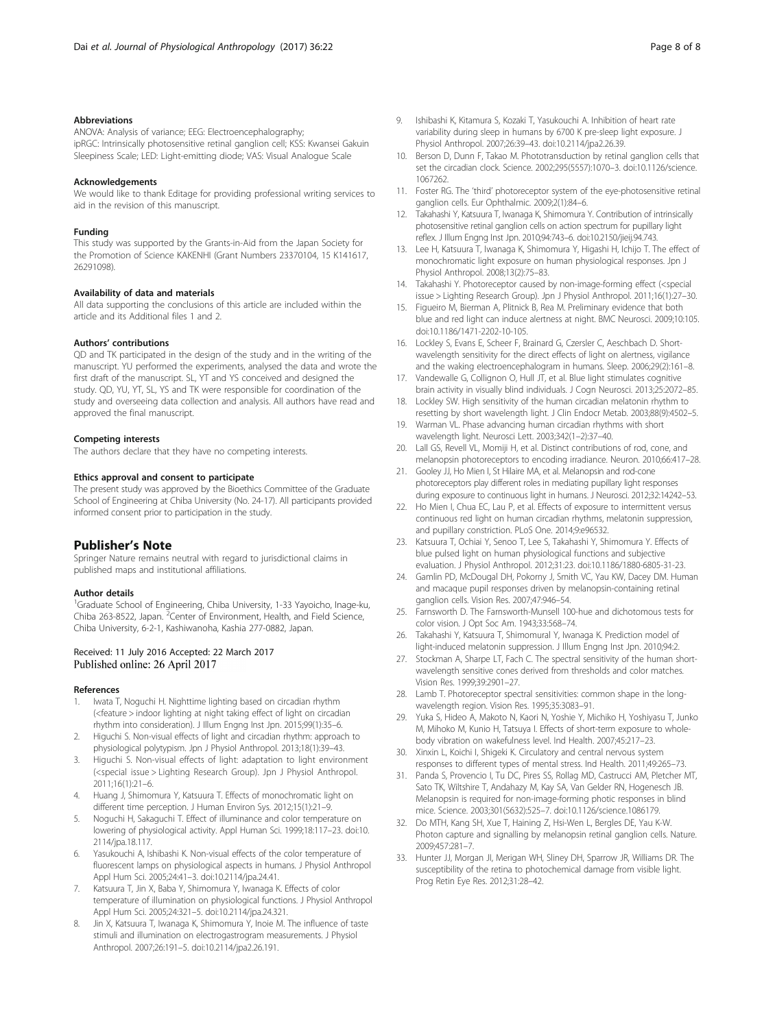### Abbreviations

ANOVA: Analysis of variance; EEG: Electroencephalography; ipRGC: Intrinsically photosensitive retinal ganglion cell; KSS: Kwansei Gakuin Sleepiness Scale; LED: Light-emitting diode; VAS: Visual Analogue Scale

### Acknowledgements

We would like to thank Editage for providing professional writing services to aid in the revision of this manuscript.

### Funding

This study was supported by the Grants-in-Aid from the Japan Society for the Promotion of Science KAKENHI (Grant Numbers 23370104, 15 K141617, 26291098).

### Availability of data and materials

All data supporting the conclusions of this article are included within the article and its Additional files 1 and 2.

### Authors' contributions

QD and TK participated in the design of the study and in the writing of the manuscript. YU performed the experiments, analysed the data and wrote the first draft of the manuscript. SL, YT and YS conceived and designed the study. QD, YU, YT, SL, YS and TK were responsible for coordination of the study and overseeing data collection and analysis. All authors have read and approved the final manuscript.

### Competing interests

The authors declare that they have no competing interests.

### Ethics approval and consent to participate

The present study was approved by the Bioethics Committee of the Graduate School of Engineering at Chiba University (No. 24-17). All participants provided informed consent prior to participation in the study.

## Publisher's Note

Springer Nature remains neutral with regard to jurisdictional claims in published maps and institutional affiliations.

### Author details

[1]Graduate School of Engineering, Chiba University, 1-33 Yayoicho, Inage-ku, Chiba 263-8522, Japan. [2]Center of Environment, Health, and Field Science, Chiba University, 6-2-1, Kashiwanoha, Kashia 277-0882, Japan.

Received: 11 July 2016 Accepted: 22 March 2017
Published online: 26 April 2017

### References

1. Iwata T, Noguchi H. Nighttime lighting based on circadian rhythm (<feature > indoor lighting at night taking effect of light on circadian rhythm into consideration). J Illum Engng Inst Jpn. 2015;99(1):35–6.
2. Higuchi S. Non-visual effects of light and circadian rhythm: approach to physiological polytypism. Jpn J Physiol Anthropol. 2013;18(1):39–43.
3. Higuchi S. Non-visual effects of light: adaptation to light environment (<special issue > Lighting Research Group). Jpn J Physiol Anthropol. 2011;16(1):21–6.
4. Huang J, Shimomura Y, Katsuura T. Effects of monochromatic light on different time perception. J Human Environ Sys. 2012;15(1):21–9.
5. Noguchi H, Sakaguchi T. Effect of illuminance and color temperature on lowering of physiological activity. Appl Human Sci. 1999;18:117–23. doi:10.2114/jpa.18.117.
6. Yasukouchi A, Ishibashi K. Non-visual effects of the color temperature of fluorescent lamps on physiological aspects in humans. J Physiol Anthropol Appl Hum Sci. 2005;24:41–3. doi:10.2114/jpa.24.41.
7. Katsuura T, Jin X, Baba Y, Shimomura Y, Iwanaga K. Effects of color temperature of illumination on physiological functions. J Physiol Anthropol Appl Hum Sci. 2005;24:321–5. doi:10.2114/jpa.24.321.
8. Jin X, Katsuura T, Iwanaga K, Shimomura Y, Inoie M. The influence of taste stimuli and illumination on electrogastrogram measurements. J Physiol Anthropol. 2007;26:191–5. doi:10.2114/jpa2.26.191.
9. Ishibashi K, Kitamura S, Kozaki T, Yasukouchi A. Inhibition of heart rate variability during sleep in humans by 6700 K pre-sleep light exposure. J Physiol Anthropol. 2007;26:39–43. doi:10.2114/jpa2.26.39.
10. Berson D, Dunn F, Takao M. Phototransduction by retinal ganglion cells that set the circadian clock. Science. 2002;295(5557):1070–3. doi:10.1126/science.1067262.
11. Foster RG. The 'third' photoreceptor system of the eye-photosensitive retinal ganglion cells. Eur Ophthalmic. 2009;2(1):84–6.
12. Takahashi Y, Katsuura T, Iwanaga K, Shimomura Y. Contribution of intrinsically photosensitive retinal ganglion cells on action spectrum for pupillary light reflex. J Illum Engng Inst Jpn. 2010;94:743–6. doi:10.2150/jieij.94.743.
13. Lee H, Katsuura T, Iwanaga K, Shimomura Y, Higashi H, Ichijo T. The effect of monochromatic light exposure on human physiological responses. Jpn J Physiol Anthropol. 2008;13(2):75–83.
14. Takahashi Y. Photoreceptor caused by non-image-forming effect (<special issue > Lighting Research Group). Jpn J Physiol Anthropol. 2011;16(1):27–30.
15. Figueiro M, Bierman A, Plitnick B, Rea M. Preliminary evidence that both blue and red light can induce alertness at night. BMC Neurosci. 2009;10:105. doi:10.1186/1471-2202-10-105.
16. Lockley S, Evans E, Scheer F, Brainard G, Czersler C, Aeschbach D. Short-wavelength sensitivity for the direct effects of light on alertness, vigilance and the waking electroencephalogram in humans. Sleep. 2006;29(2):161–8.
17. Vandewalle G, Collignon O, Hull JT, et al. Blue light stimulates cognitive brain activity in visually blind individuals. J Cogn Neurosci. 2013;25:2072–85.
18. Lockley SW. High sensitivity of the human circadian melatonin rhythm to resetting by short wavelength light. J Clin Endocr Metab. 2003;88(9):4502–5.
19. Warman VL. Phase advancing human circadian rhythms with short wavelength light. Neurosci Lett. 2003;342(1–2):37–40.
20. Lall GS, Revell VL, Momiji H, et al. Distinct contributions of rod, cone, and melanopsin photoreceptors to encoding irradiance. Neuron. 2010;66:417–28.
21. Gooley JJ, Ho Mien I, St Hilaire MA, et al. Melanopsin and rod-cone photoreceptors play different roles in mediating pupillary light responses during exposure to continuous light in humans. J Neurosci. 2012;32:14242–53.
22. Ho Mien I, Chua EC, Lau P, et al. Effects of exposure to intermittent versus continuous red light on human circadian rhythms, melatonin suppression, and pupillary constriction. PLoS One. 2014;9:e96532.
23. Katsuura T, Ochiai Y, Senoo T, Lee S, Takahashi Y, Shimomura Y. Effects of blue pulsed light on human physiological functions and subjective evaluation. J Physiol Anthropol. 2012;31:23. doi:10.1186/1880-6805-31-23.
24. Gamlin PD, McDougal DH, Pokorny J, Smith VC, Yau KW, Dacey DM. Human and macaque pupil responses driven by melanopsin-containing retinal ganglion cells. Vision Res. 2007;47:946–54.
25. Farnsworth D. The Farnsworth-Munsell 100-hue and dichotomous tests for color vision. J Opt Soc Am. 1943;33:568–74.
26. Takahashi Y, Katsuura T, Shimomural Y, Iwanaga K. Prediction model of light-induced melatonin suppression. J Illum Engng Inst Jpn. 2010;94:2.
27. Stockman A, Sharpe LT, Fach C. The spectral sensitivity of the human short-wavelength sensitive cones derived from thresholds and color matches. Vision Res. 1999;39:2901–27.
28. Lamb T. Photoreceptor spectral sensitivities: common shape in the long-wavelength region. Vision Res. 1995;35:3083–91.
29. Yuka S, Hideo A, Makoto N, Kaori N, Yoshie Y, Michiko H, Yoshiyasu T, Junko M, Mihoko M, Kunio H, Tatsuya I. Effects of short-term exposure to whole-body vibration on wakefulness level. Ind Health. 2007;45:217–23.
30. Xinxin L, Koichi I, Shigeki K. Circulatory and central nervous system responses to different types of mental stress. Ind Health. 2011;49:265–73.
31. Panda S, Provencio I, Tu DC, Pires SS, Rollag MD, Castrucci AM, Pletcher MT, Sato TK, Wiltshire T, Andahazy M, Kay SA, Van Gelder RN, Hogenesch JB. Melanopsin is required for non-image-forming photic responses in blind mice. Science. 2003;301(5632):525–7. doi:10.1126/science.1086179.
32. Do MTH, Kang SH, Xue T, Haining Z, Hsi-Wen L, Bergles DE, Yau K-W. Photon capture and signalling by melanopsin retinal ganglion cells. Nature. 2009;457:281–7.
33. Hunter JJ, Morgan JI, Merigan WH, Sliney DH, Sparrow JR, Williams DR. The susceptibility of the retina to photochemical damage from visible light. Prog Retin Eye Res. 2012;31:28–42.